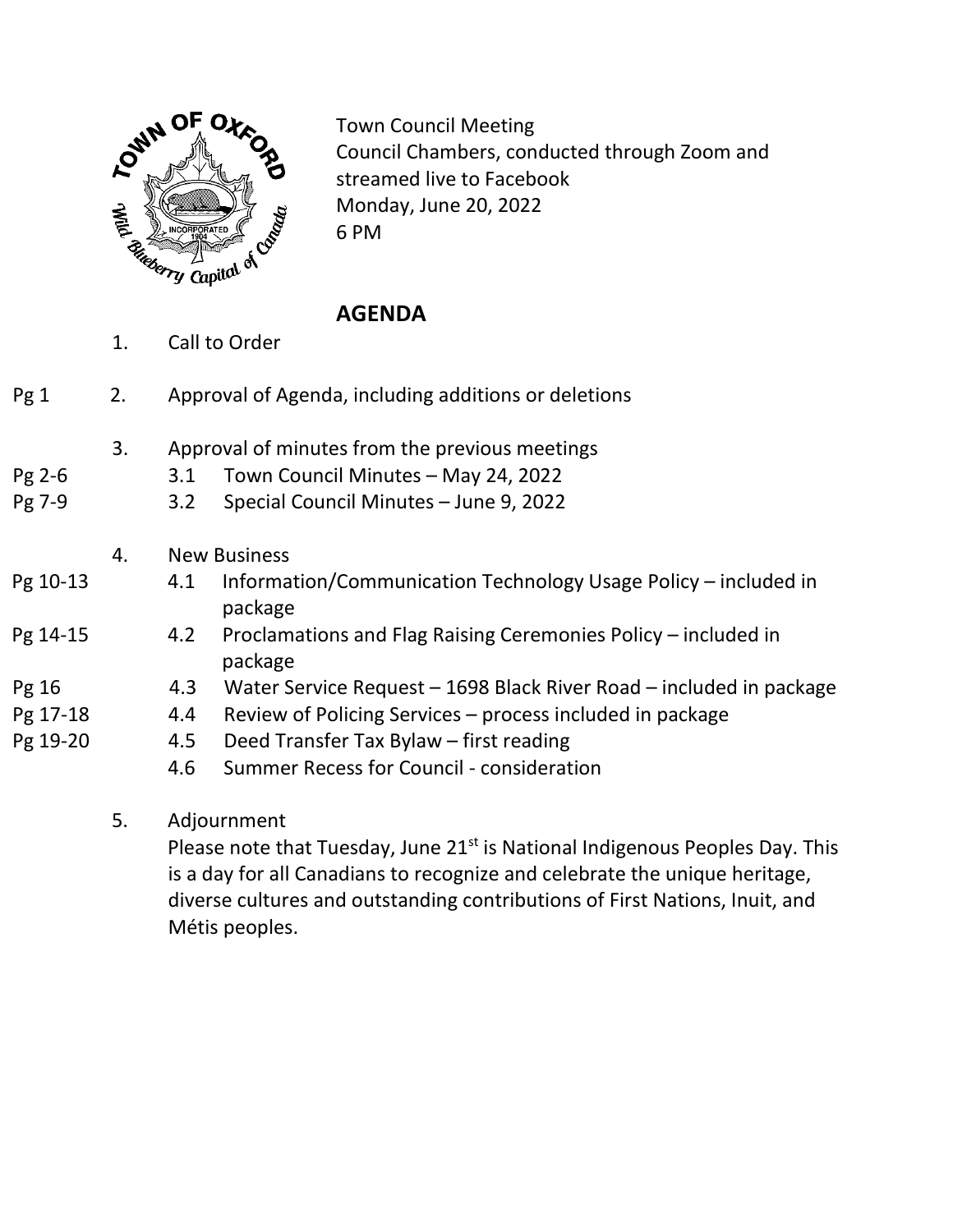Town Council Meeting
Council Chambers, conducted through Zoom and streamed live to Facebook
Monday, June 20, 2022
6 PM

# AGENDA

1. Call to Order

Pg 1 — 2. Approval of Agenda, including additions or deletions

3. Approval of minutes from the previous meetings
   - Pg 2-6 — 3.1 Town Council Minutes – May 24, 2022
   - Pg 7-9 — 3.2 Special Council Minutes – June 9, 2022

4. New Business
   - Pg 10-13 — 4.1 Information/Communication Technology Usage Policy – included in package
   - Pg 14-15 — 4.2 Proclamations and Flag Raising Ceremonies Policy – included in package
   - Pg 16 — 4.3 Water Service Request – 1698 Black River Road – included in package
   - Pg 17-18 — 4.4 Review of Policing Services – process included in package
   - Pg 19-20 — 4.5 Deed Transfer Tax Bylaw – first reading
   - 4.6 Summer Recess for Council - consideration

5. Adjournment

   Please note that Tuesday, June 21st is National Indigenous Peoples Day. This is a day for all Canadians to recognize and celebrate the unique heritage, diverse cultures and outstanding contributions of First Nations, Inuit, and Métis peoples.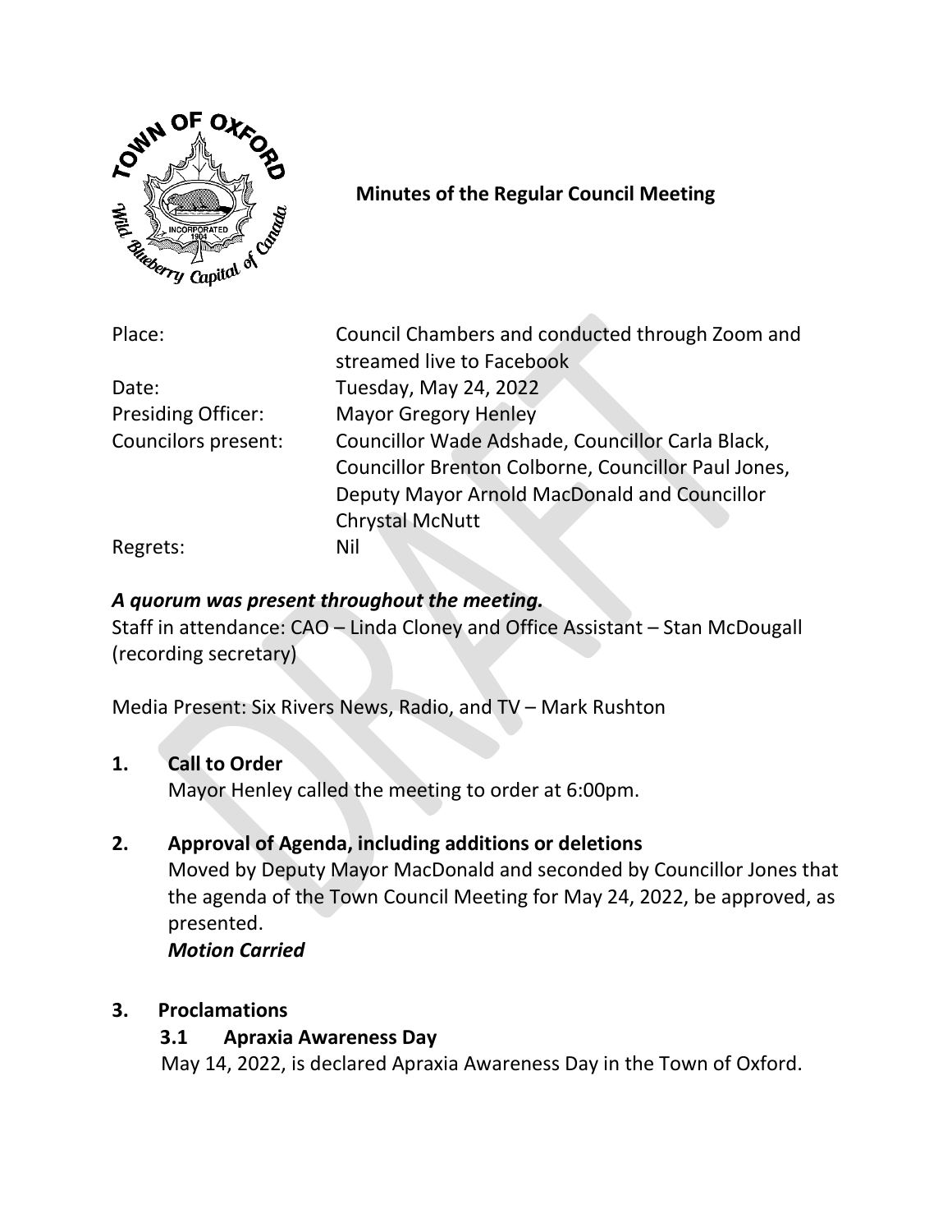## Minutes of the Regular Council Meeting

| | |
|---|---|
| Place: | Council Chambers and conducted through Zoom and streamed live to Facebook |
| Date: | Tuesday, May 24, 2022 |
| Presiding Officer: | Mayor Gregory Henley |
| Councilors present: | Councillor Wade Adshade, Councillor Carla Black, Councillor Brenton Colborne, Councillor Paul Jones, Deputy Mayor Arnold MacDonald and Councillor Chrystal McNutt |
| Regrets: | Nil |

***A quorum was present throughout the meeting.***

Staff in attendance: CAO – Linda Cloney and Office Assistant – Stan McDougall (recording secretary)

Media Present: Six Rivers News, Radio, and TV – Mark Rushton

**1. Call to Order**

Mayor Henley called the meeting to order at 6:00pm.

**2. Approval of Agenda, including additions or deletions**

Moved by Deputy Mayor MacDonald and seconded by Councillor Jones that the agenda of the Town Council Meeting for May 24, 2022, be approved, as presented.

***Motion Carried***

**3. Proclamations**

**3.1 Apraxia Awareness Day**

May 14, 2022, is declared Apraxia Awareness Day in the Town of Oxford.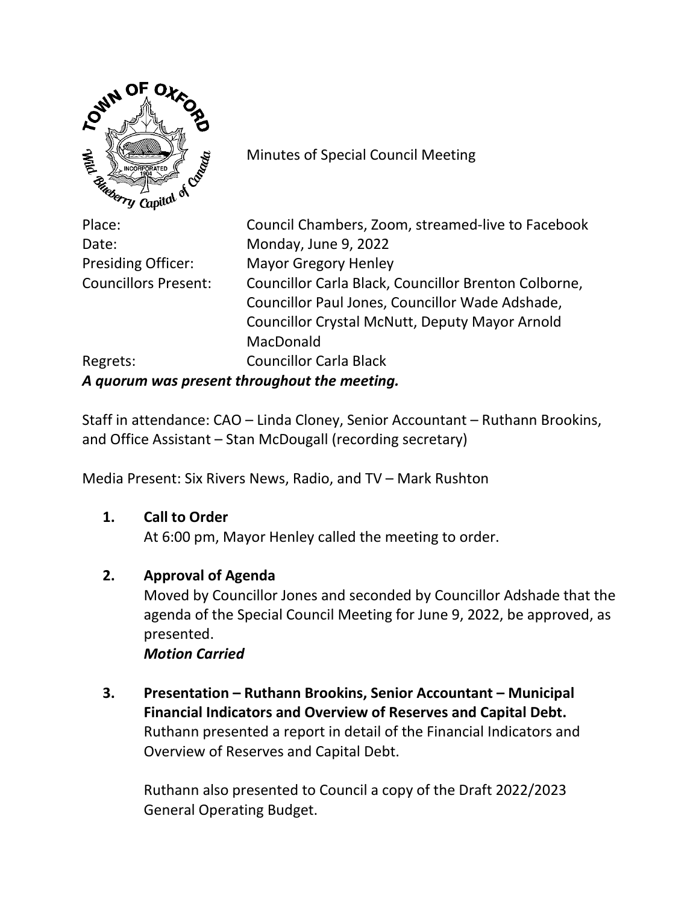Minutes of Special Council Meeting

Place: Council Chambers, Zoom, streamed-live to Facebook
Date: Monday, June 9, 2022
Presiding Officer: Mayor Gregory Henley
Councillors Present: Councillor Carla Black, Councillor Brenton Colborne, Councillor Paul Jones, Councillor Wade Adshade, Councillor Crystal McNutt, Deputy Mayor Arnold MacDonald
Regrets: Councillor Carla Black

***A quorum was present throughout the meeting.***

Staff in attendance: CAO – Linda Cloney, Senior Accountant – Ruthann Brookins, and Office Assistant – Stan McDougall (recording secretary)

Media Present: Six Rivers News, Radio, and TV – Mark Rushton

1. **Call to Order**

   At 6:00 pm, Mayor Henley called the meeting to order.

2. **Approval of Agenda**

   Moved by Councillor Jones and seconded by Councillor Adshade that the agenda of the Special Council Meeting for June 9, 2022, be approved, as presented.

   ***Motion Carried***

3. **Presentation – Ruthann Brookins, Senior Accountant – Municipal Financial Indicators and Overview of Reserves and Capital Debt.**

   Ruthann presented a report in detail of the Financial Indicators and Overview of Reserves and Capital Debt.

   Ruthann also presented to Council a copy of the Draft 2022/2023 General Operating Budget.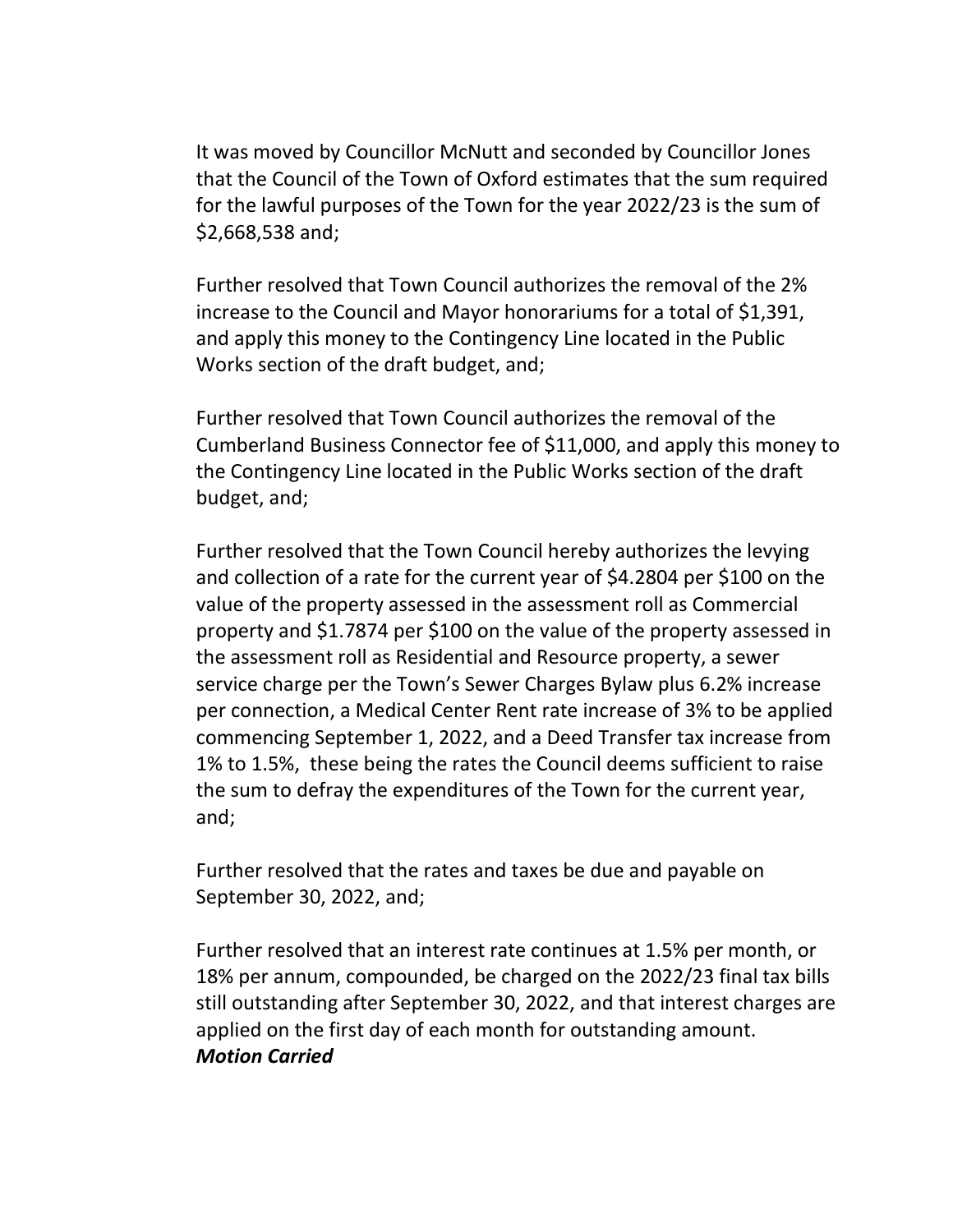It was moved by Councillor McNutt and seconded by Councillor Jones that the Council of the Town of Oxford estimates that the sum required for the lawful purposes of the Town for the year 2022/23 is the sum of $2,668,538 and;

Further resolved that Town Council authorizes the removal of the 2% increase to the Council and Mayor honorariums for a total of $1,391, and apply this money to the Contingency Line located in the Public Works section of the draft budget, and;

Further resolved that Town Council authorizes the removal of the Cumberland Business Connector fee of $11,000, and apply this money to the Contingency Line located in the Public Works section of the draft budget, and;

Further resolved that the Town Council hereby authorizes the levying and collection of a rate for the current year of $4.2804 per $100 on the value of the property assessed in the assessment roll as Commercial property and $1.7874 per $100 on the value of the property assessed in the assessment roll as Residential and Resource property, a sewer service charge per the Town's Sewer Charges Bylaw plus 6.2% increase per connection, a Medical Center Rent rate increase of 3% to be applied commencing September 1, 2022, and a Deed Transfer tax increase from 1% to 1.5%, these being the rates the Council deems sufficient to raise the sum to defray the expenditures of the Town for the current year, and;

Further resolved that the rates and taxes be due and payable on September 30, 2022, and;

Further resolved that an interest rate continues at 1.5% per month, or 18% per annum, compounded, be charged on the 2022/23 final tax bills still outstanding after September 30, 2022, and that interest charges are applied on the first day of each month for outstanding amount.
***Motion Carried***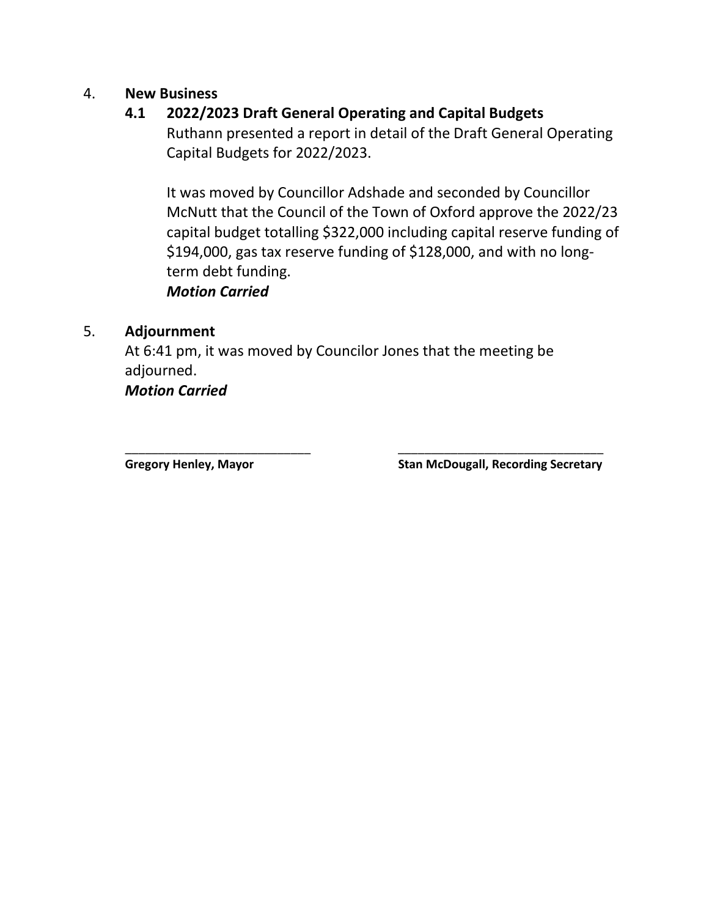4. **New Business**

   **4.1 2022/2023 Draft General Operating and Capital Budgets**

   Ruthann presented a report in detail of the Draft General Operating Capital Budgets for 2022/2023.

   It was moved by Councillor Adshade and seconded by Councillor McNutt that the Council of the Town of Oxford approve the 2022/23 capital budget totalling $322,000 including capital reserve funding of $194,000, gas tax reserve funding of $128,000, and with no long-term debt funding.

   ***Motion Carried***

5. **Adjournment**

   At 6:41 pm, it was moved by Councilor Jones that the meeting be adjourned.

   ***Motion Carried***

___________________________ ______________________________

**Gregory Henley, Mayor** **Stan McDougall, Recording Secretary**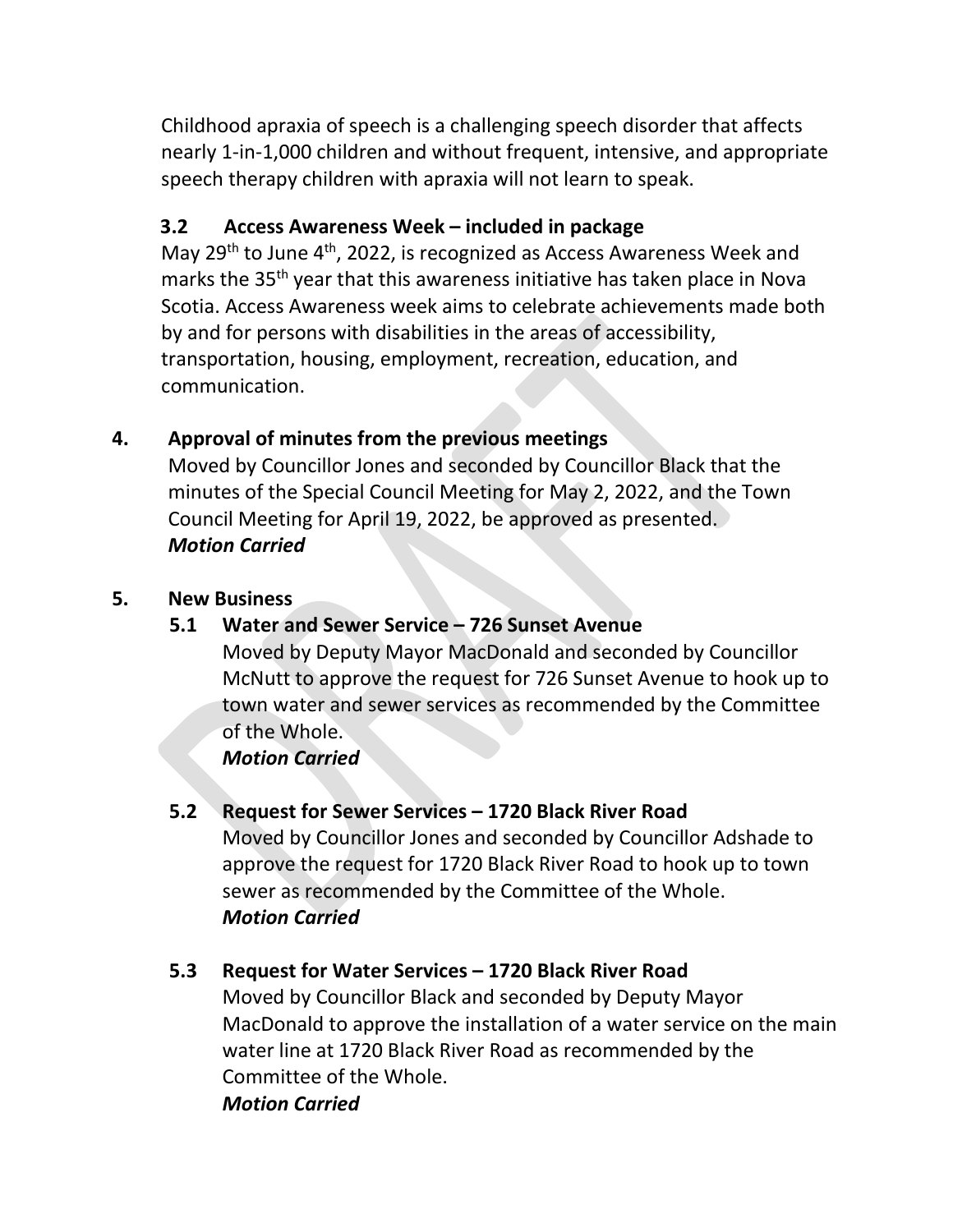Childhood apraxia of speech is a challenging speech disorder that affects nearly 1-in-1,000 children and without frequent, intensive, and appropriate speech therapy children with apraxia will not learn to speak.

### 3.2 Access Awareness Week – included in package

May 29th to June 4th, 2022, is recognized as Access Awareness Week and marks the 35th year that this awareness initiative has taken place in Nova Scotia. Access Awareness week aims to celebrate achievements made both by and for persons with disabilities in the areas of accessibility, transportation, housing, employment, recreation, education, and communication.

## 4. Approval of minutes from the previous meetings

Moved by Councillor Jones and seconded by Councillor Black that the minutes of the Special Council Meeting for May 2, 2022, and the Town Council Meeting for April 19, 2022, be approved as presented.
***Motion Carried***

## 5. New Business

### 5.1 Water and Sewer Service – 726 Sunset Avenue

Moved by Deputy Mayor MacDonald and seconded by Councillor McNutt to approve the request for 726 Sunset Avenue to hook up to town water and sewer services as recommended by the Committee of the Whole.
***Motion Carried***

### 5.2 Request for Sewer Services – 1720 Black River Road

Moved by Councillor Jones and seconded by Councillor Adshade to approve the request for 1720 Black River Road to hook up to town sewer as recommended by the Committee of the Whole.
***Motion Carried***

### 5.3 Request for Water Services – 1720 Black River Road

Moved by Councillor Black and seconded by Deputy Mayor MacDonald to approve the installation of a water service on the main water line at 1720 Black River Road as recommended by the Committee of the Whole.
***Motion Carried***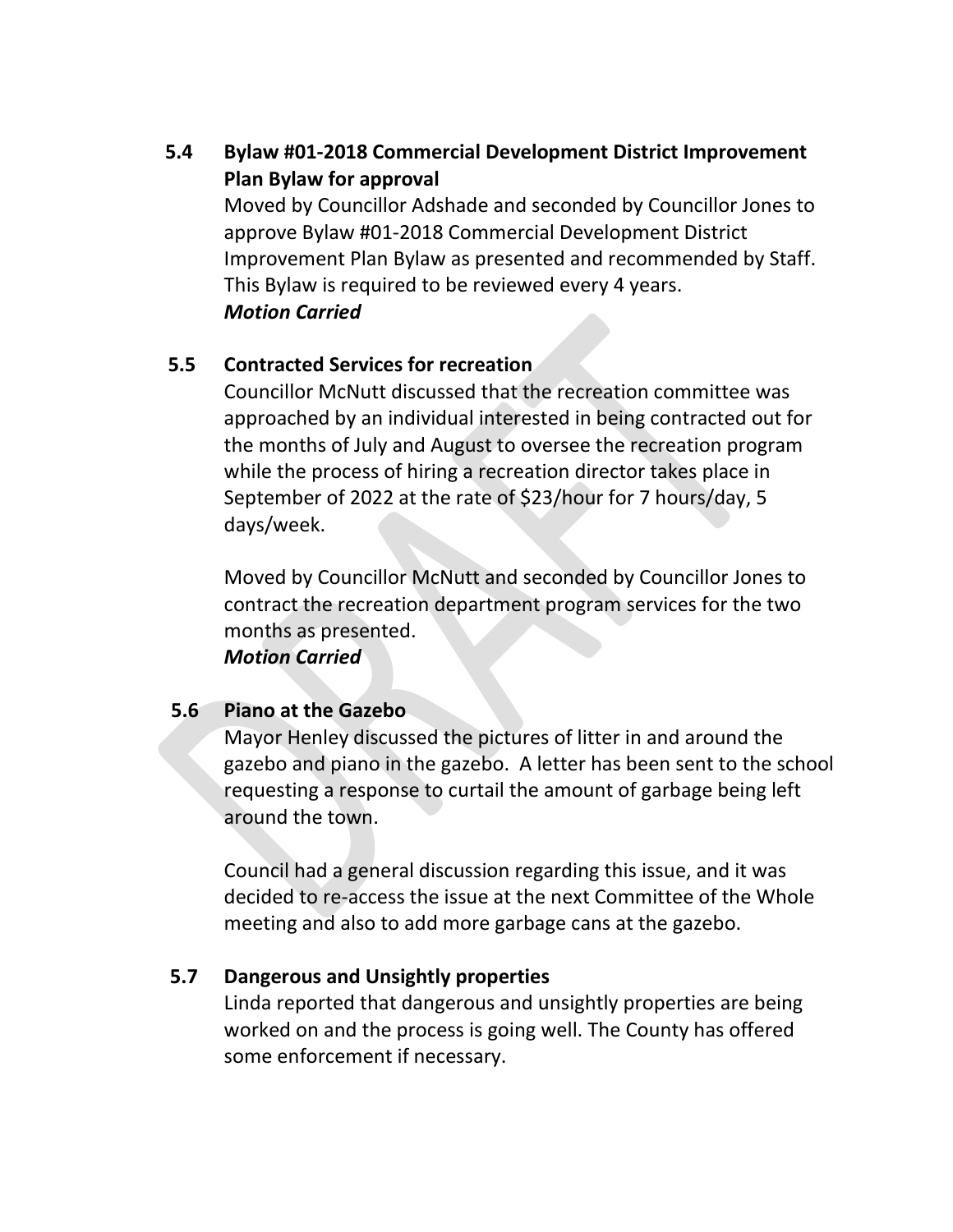### 5.4 Bylaw #01-2018 Commercial Development District Improvement Plan Bylaw for approval

Moved by Councillor Adshade and seconded by Councillor Jones to approve Bylaw #01-2018 Commercial Development District Improvement Plan Bylaw as presented and recommended by Staff. This Bylaw is required to be reviewed every 4 years.

***Motion Carried***

### 5.5 Contracted Services for recreation

Councillor McNutt discussed that the recreation committee was approached by an individual interested in being contracted out for the months of July and August to oversee the recreation program while the process of hiring a recreation director takes place in September of 2022 at the rate of $23/hour for 7 hours/day, 5 days/week.

Moved by Councillor McNutt and seconded by Councillor Jones to contract the recreation department program services for the two months as presented.

***Motion Carried***

### 5.6 Piano at the Gazebo

Mayor Henley discussed the pictures of litter in and around the gazebo and piano in the gazebo. A letter has been sent to the school requesting a response to curtail the amount of garbage being left around the town.

Council had a general discussion regarding this issue, and it was decided to re-access the issue at the next Committee of the Whole meeting and also to add more garbage cans at the gazebo.

### 5.7 Dangerous and Unsightly properties

Linda reported that dangerous and unsightly properties are being worked on and the process is going well. The County has offered some enforcement if necessary.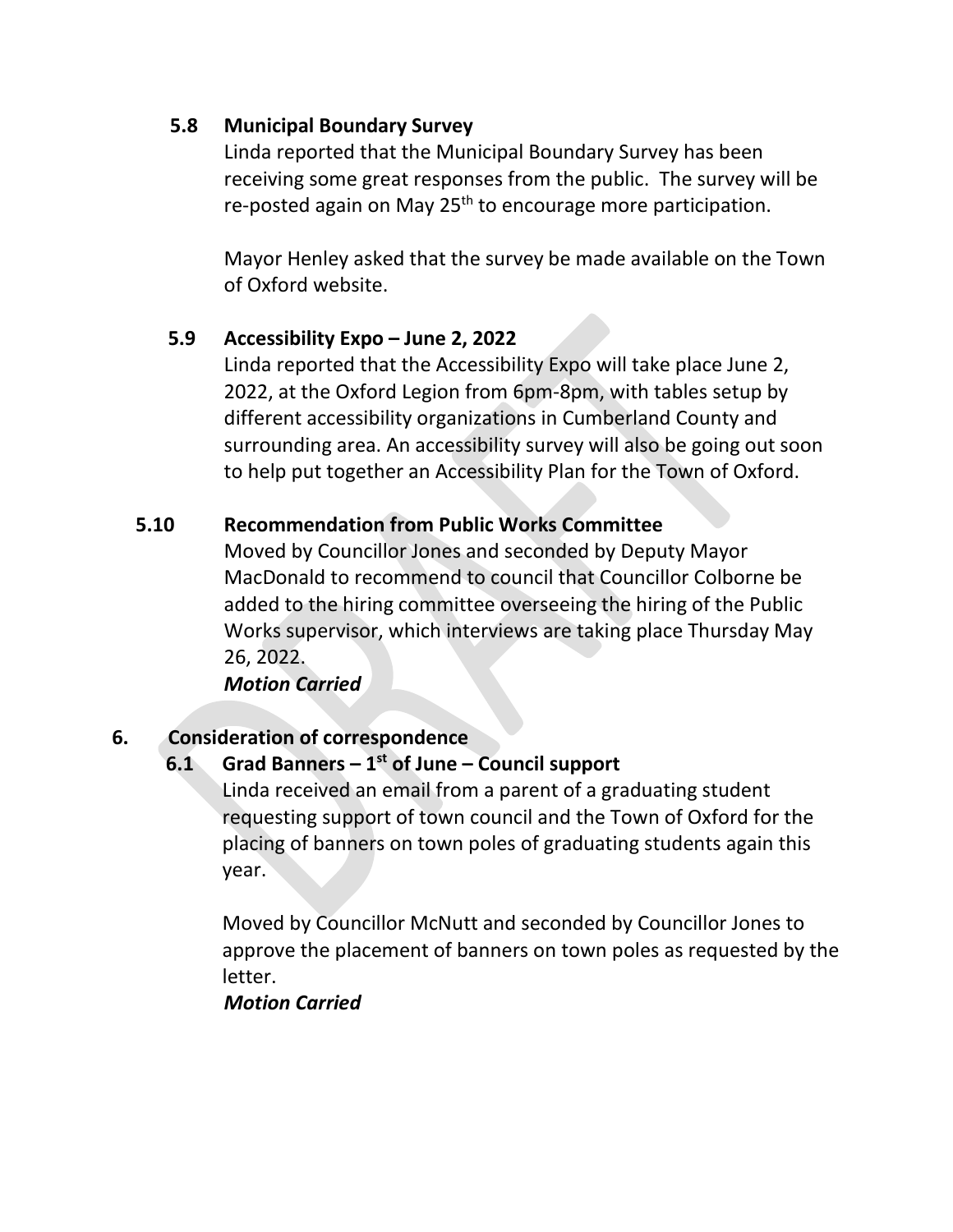### 5.8 Municipal Boundary Survey

Linda reported that the Municipal Boundary Survey has been receiving some great responses from the public. The survey will be re-posted again on May 25th to encourage more participation.

Mayor Henley asked that the survey be made available on the Town of Oxford website.

### 5.9 Accessibility Expo – June 2, 2022

Linda reported that the Accessibility Expo will take place June 2, 2022, at the Oxford Legion from 6pm-8pm, with tables setup by different accessibility organizations in Cumberland County and surrounding area. An accessibility survey will also be going out soon to help put together an Accessibility Plan for the Town of Oxford.

### 5.10 Recommendation from Public Works Committee

Moved by Councillor Jones and seconded by Deputy Mayor MacDonald to recommend to council that Councillor Colborne be added to the hiring committee overseeing the hiring of the Public Works supervisor, which interviews are taking place Thursday May 26, 2022.

***Motion Carried***

## 6. Consideration of correspondence

### 6.1 Grad Banners – 1st of June – Council support

Linda received an email from a parent of a graduating student requesting support of town council and the Town of Oxford for the placing of banners on town poles of graduating students again this year.

Moved by Councillor McNutt and seconded by Councillor Jones to approve the placement of banners on town poles as requested by the letter.

***Motion Carried***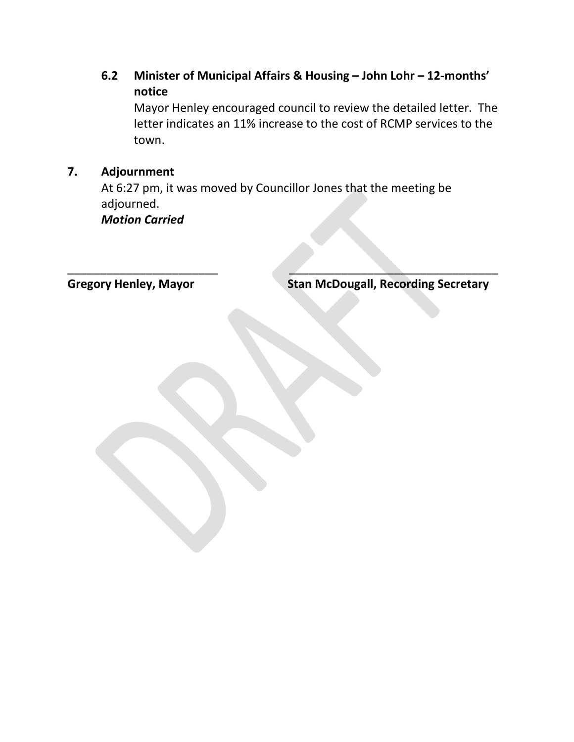### 6.2 Minister of Municipal Affairs & Housing – John Lohr – 12-months' notice

Mayor Henley encouraged council to review the detailed letter. The letter indicates an 11% increase to the cost of RCMP services to the town.

## 7. Adjournment

At 6:27 pm, it was moved by Councillor Jones that the meeting be adjourned.

***Motion Carried***

\_\_\_\_\_\_\_\_\_\_\_\_\_\_\_\_\_\_\_\_\_\_\_\_ \_\_\_\_\_\_\_\_\_\_\_\_\_\_\_\_\_\_\_\_\_\_\_\_\_\_\_\_\_\_\_\_\_\_

**Gregory Henley, Mayor** **Stan McDougall, Recording Secretary**

DRAFT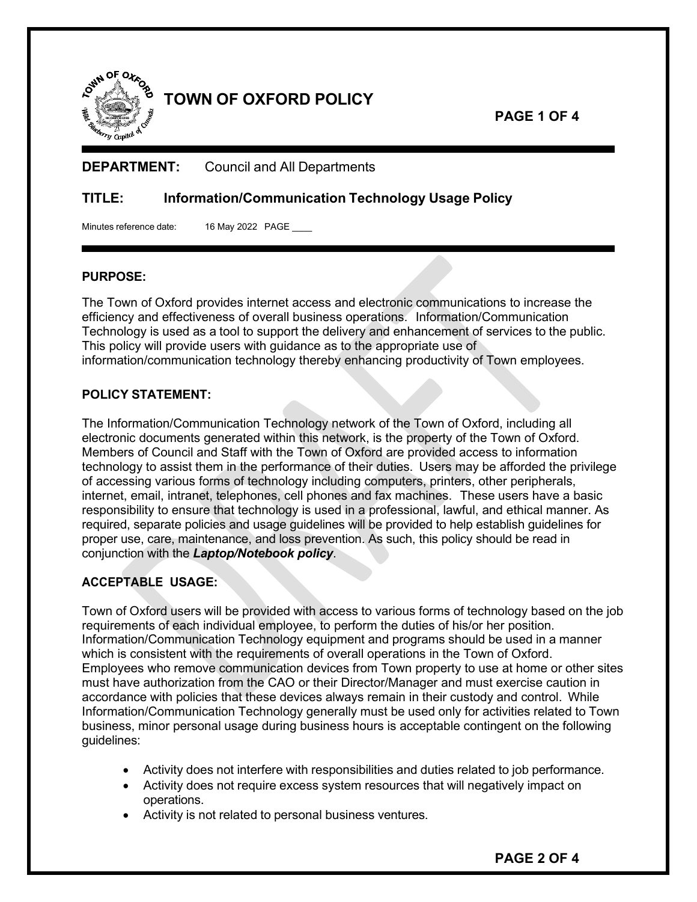# TOWN OF OXFORD POLICY

**DEPARTMENT:** Council and All Departments

**TITLE: Information/Communication Technology Usage Policy**

Minutes reference date: 16 May 2022 PAGE ____

**PURPOSE:**

The Town of Oxford provides internet access and electronic communications to increase the efficiency and effectiveness of overall business operations. Information/Communication Technology is used as a tool to support the delivery and enhancement of services to the public. This policy will provide users with guidance as to the appropriate use of information/communication technology thereby enhancing productivity of Town employees.

**POLICY STATEMENT:**

The Information/Communication Technology network of the Town of Oxford, including all electronic documents generated within this network, is the property of the Town of Oxford. Members of Council and Staff with the Town of Oxford are provided access to information technology to assist them in the performance of their duties. Users may be afforded the privilege of accessing various forms of technology including computers, printers, other peripherals, internet, email, intranet, telephones, cell phones and fax machines. These users have a basic responsibility to ensure that technology is used in a professional, lawful, and ethical manner. As required, separate policies and usage guidelines will be provided to help establish guidelines for proper use, care, maintenance, and loss prevention. As such, this policy should be read in conjunction with the ***Laptop/Notebook policy***.

**ACCEPTABLE USAGE:**

Town of Oxford users will be provided with access to various forms of technology based on the job requirements of each individual employee, to perform the duties of his/her position. Information/Communication Technology equipment and programs should be used in a manner which is consistent with the requirements of overall operations in the Town of Oxford. Employees who remove communication devices from Town property to use at home or other sites must have authorization from the CAO or their Director/Manager and must exercise caution in accordance with policies that these devices always remain in their custody and control. While Information/Communication Technology generally must be used only for activities related to Town business, minor personal usage during business hours is acceptable contingent on the following guidelines:

- Activity does not interfere with responsibilities and duties related to job performance.
- Activity does not require excess system resources that will negatively impact on operations.
- Activity is not related to personal business ventures.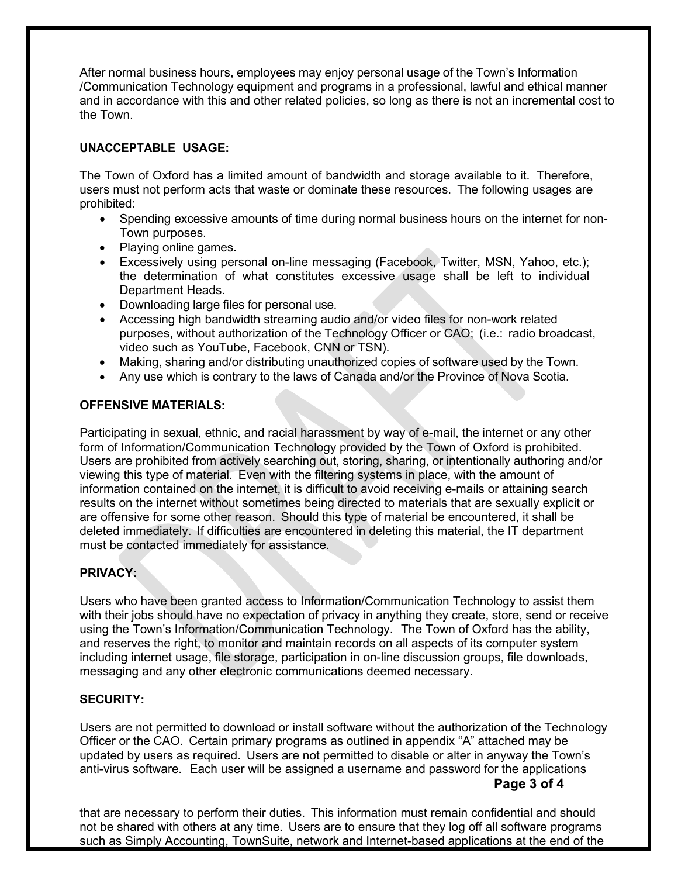After normal business hours, employees may enjoy personal usage of the Town's Information /Communication Technology equipment and programs in a professional, lawful and ethical manner and in accordance with this and other related policies, so long as there is not an incremental cost to the Town.

**UNACCEPTABLE USAGE:**

The Town of Oxford has a limited amount of bandwidth and storage available to it. Therefore, users must not perform acts that waste or dominate these resources. The following usages are prohibited:

- Spending excessive amounts of time during normal business hours on the internet for non-Town purposes.
- Playing online games.
- Excessively using personal on-line messaging (Facebook, Twitter, MSN, Yahoo, etc.); the determination of what constitutes excessive usage shall be left to individual Department Heads.
- Downloading large files for personal use.
- Accessing high bandwidth streaming audio and/or video files for non-work related purposes, without authorization of the Technology Officer or CAO; (i.e.: radio broadcast, video such as YouTube, Facebook, CNN or TSN).
- Making, sharing and/or distributing unauthorized copies of software used by the Town.
- Any use which is contrary to the laws of Canada and/or the Province of Nova Scotia.

**OFFENSIVE MATERIALS:**

Participating in sexual, ethnic, and racial harassment by way of e-mail, the internet or any other form of Information/Communication Technology provided by the Town of Oxford is prohibited. Users are prohibited from actively searching out, storing, sharing, or intentionally authoring and/or viewing this type of material. Even with the filtering systems in place, with the amount of information contained on the internet, it is difficult to avoid receiving e-mails or attaining search results on the internet without sometimes being directed to materials that are sexually explicit or are offensive for some other reason. Should this type of material be encountered, it shall be deleted immediately. If difficulties are encountered in deleting this material, the IT department must be contacted immediately for assistance.

**PRIVACY:**

Users who have been granted access to Information/Communication Technology to assist them with their jobs should have no expectation of privacy in anything they create, store, send or receive using the Town's Information/Communication Technology. The Town of Oxford has the ability, and reserves the right, to monitor and maintain records on all aspects of its computer system including internet usage, file storage, participation in on-line discussion groups, file downloads, messaging and any other electronic communications deemed necessary.

**SECURITY:**

Users are not permitted to download or install software without the authorization of the Technology Officer or the CAO. Certain primary programs as outlined in appendix "A" attached may be updated by users as required. Users are not permitted to disable or alter in anyway the Town's anti-virus software. Each user will be assigned a username and password for the applications that are necessary to perform their duties. This information must remain confidential and should not be shared with others at any time. Users are to ensure that they log off all software programs such as Simply Accounting, TownSuite, network and Internet-based applications at the end of the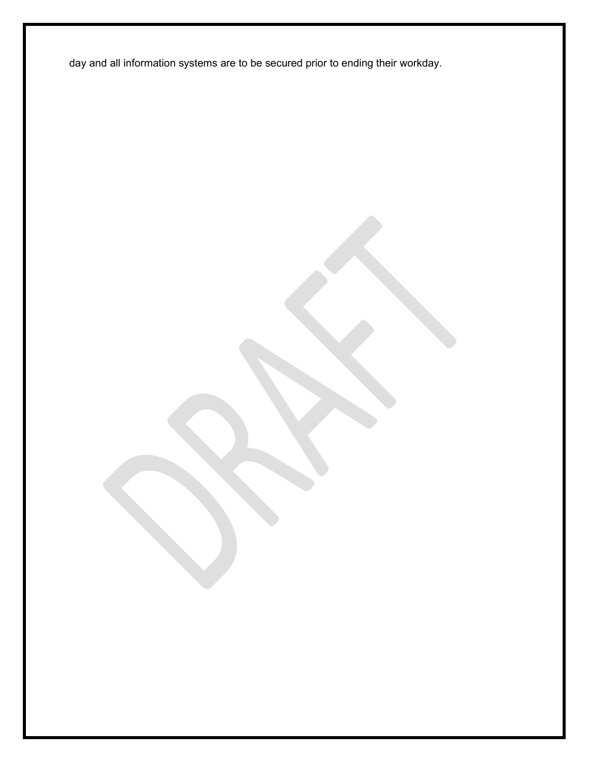day and all information systems are to be secured prior to ending their workday.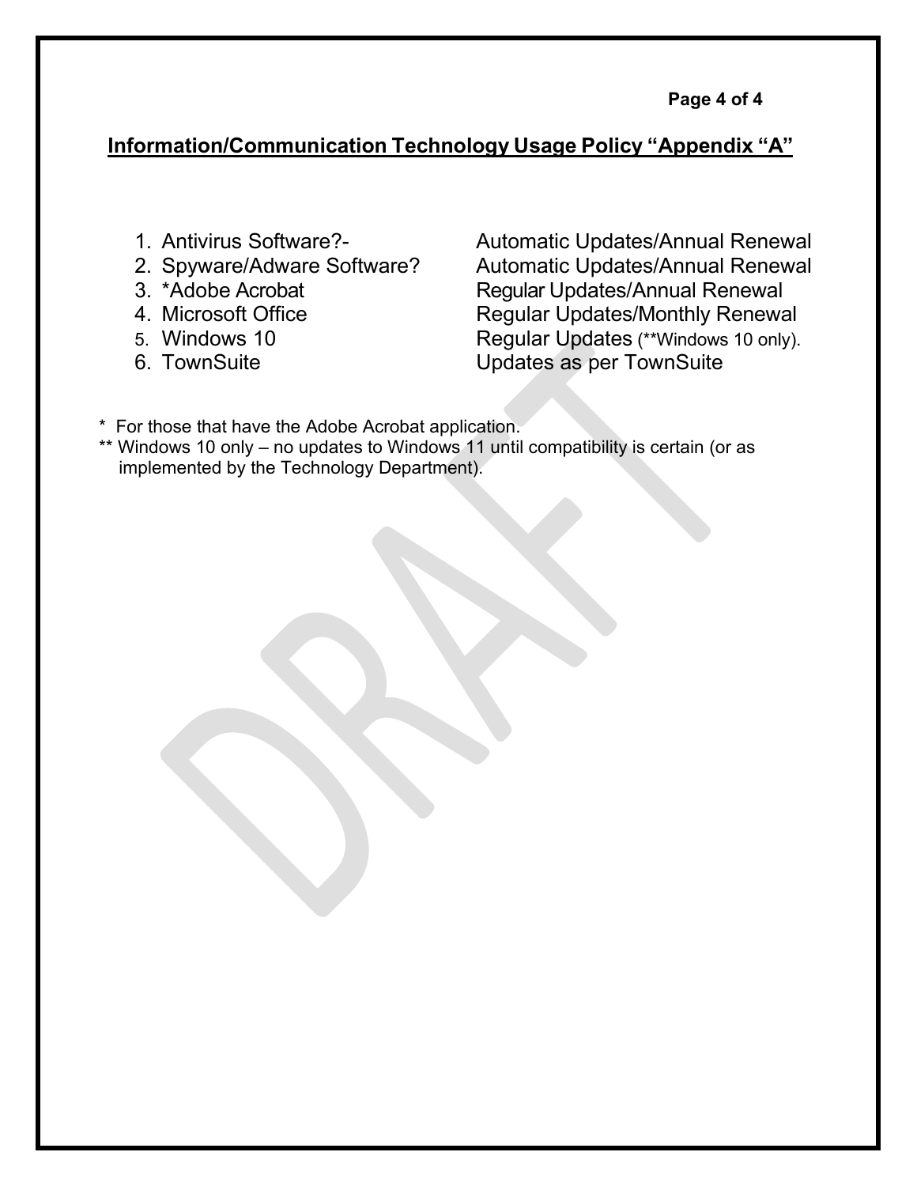## Information/Communication Technology Usage Policy "Appendix "A"

| | |
|---|---|
| 1. Antivirus Software?- | Automatic Updates/Annual Renewal |
| 2. Spyware/Adware Software? | Automatic Updates/Annual Renewal |
| 3. *Adobe Acrobat | Regular Updates/Annual Renewal |
| 4. Microsoft Office | Regular Updates/Monthly Renewal |
| 5. Windows 10 | Regular Updates (**Windows 10 only). |
| 6. TownSuite | Updates as per TownSuite |

* For those that have the Adobe Acrobat application.

** Windows 10 only – no updates to Windows 11 until compatibility is certain (or as implemented by the Technology Department).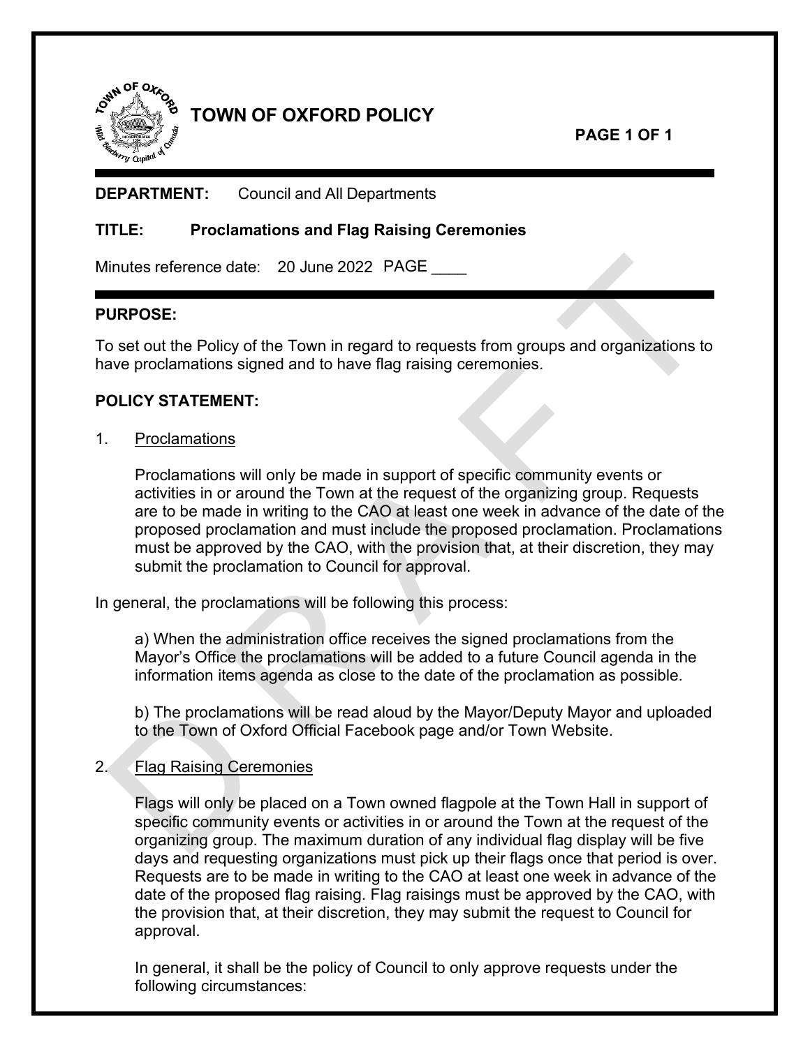# TOWN OF OXFORD POLICY

**DEPARTMENT:** Council and All Departments

**TITLE:** **Proclamations and Flag Raising Ceremonies**

Minutes reference date: 20 June 2022 PAGE ____

## PURPOSE:

To set out the Policy of the Town in regard to requests from groups and organizations to have proclamations signed and to have flag raising ceremonies.

## POLICY STATEMENT:

1. Proclamations

   Proclamations will only be made in support of specific community events or activities in or around the Town at the request of the organizing group. Requests are to be made in writing to the CAO at least one week in advance of the date of the proposed proclamation and must include the proposed proclamation. Proclamations must be approved by the CAO, with the provision that, at their discretion, they may submit the proclamation to Council for approval.

In general, the proclamations will be following this process:

   a) When the administration office receives the signed proclamations from the Mayor's Office the proclamations will be added to a future Council agenda in the information items agenda as close to the date of the proclamation as possible.

   b) The proclamations will be read aloud by the Mayor/Deputy Mayor and uploaded to the Town of Oxford Official Facebook page and/or Town Website.

2. Flag Raising Ceremonies

   Flags will only be placed on a Town owned flagpole at the Town Hall in support of specific community events or activities in or around the Town at the request of the organizing group. The maximum duration of any individual flag display will be five days and requesting organizations must pick up their flags once that period is over. Requests are to be made in writing to the CAO at least one week in advance of the date of the proposed flag raising. Flag raisings must be approved by the CAO, with the provision that, at their discretion, they may submit the request to Council for approval.

   In general, it shall be the policy of Council to only approve requests under the following circumstances: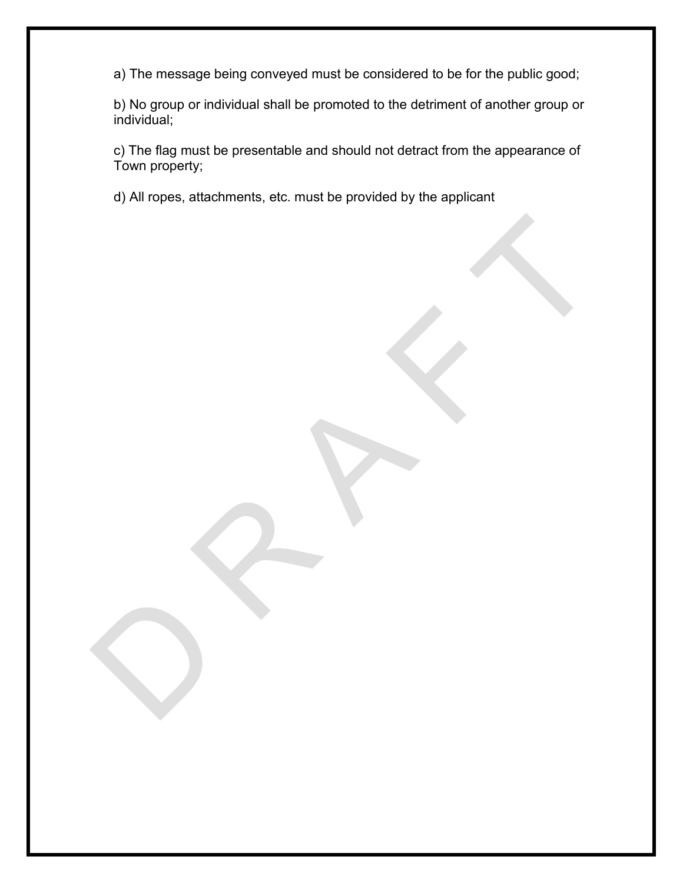a) The message being conveyed must be considered to be for the public good;

b) No group or individual shall be promoted to the detriment of another group or individual;

c) The flag must be presentable and should not detract from the appearance of Town property;

d) All ropes, attachments, etc. must be provided by the applicant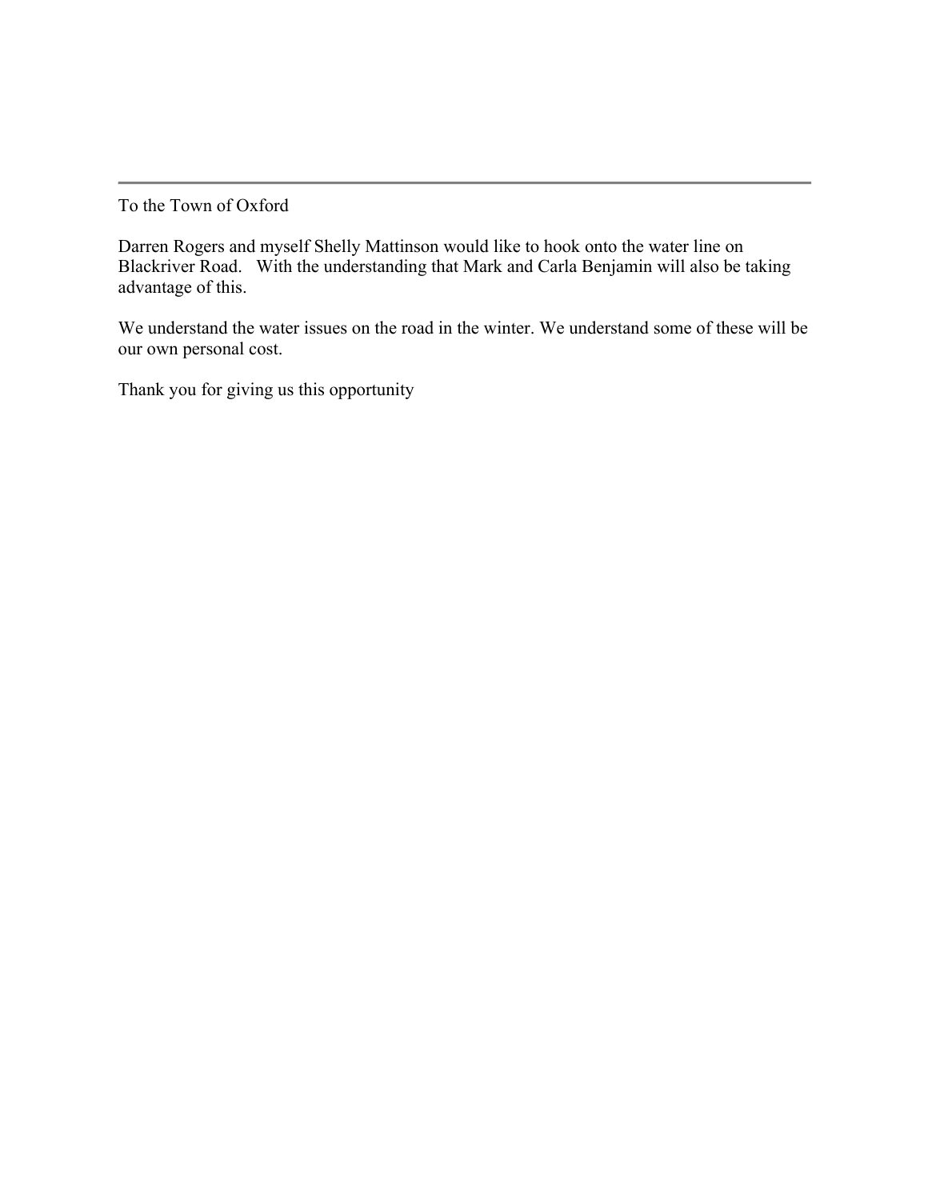---

To the Town of Oxford

Darren Rogers and myself Shelly Mattinson would like to hook onto the water line on Blackriver Road.   With the understanding that Mark and Carla Benjamin will also be taking advantage of this.

We understand the water issues on the road in the winter. We understand some of these will be our own personal cost.

Thank you for giving us this opportunity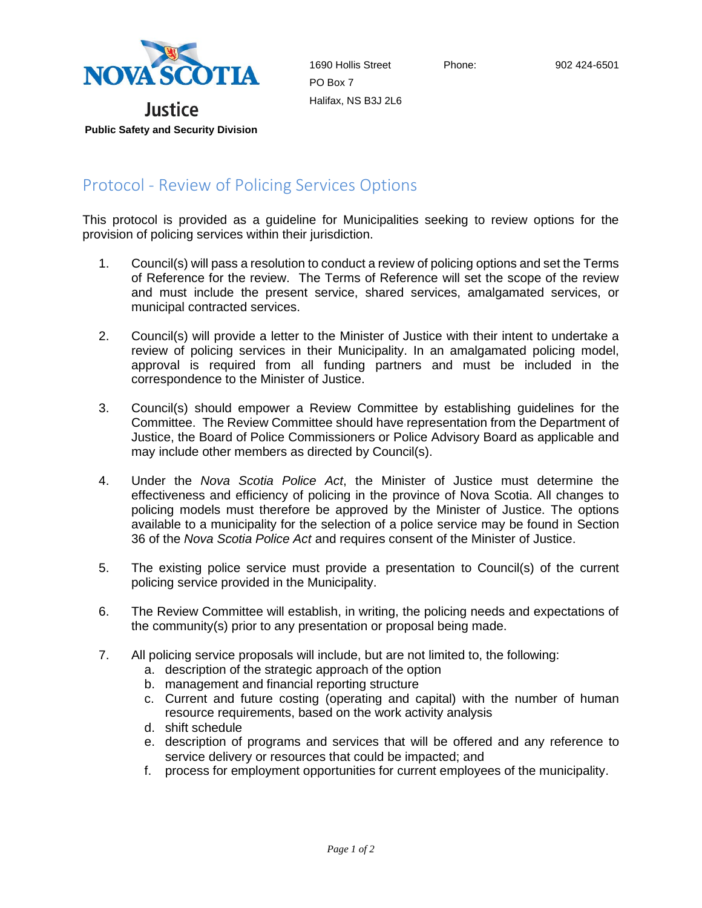**NOVA SCOTIA**

**Justice**

**Public Safety and Security Division**

1690 Hollis Street
PO Box 7
Halifax, NS B3J 2L6

Phone: 902 424-6501

# Protocol - Review of Policing Services Options

This protocol is provided as a guideline for Municipalities seeking to review options for the provision of policing services within their jurisdiction.

1. Council(s) will pass a resolution to conduct a review of policing options and set the Terms of Reference for the review. The Terms of Reference will set the scope of the review and must include the present service, shared services, amalgamated services, or municipal contracted services.

2. Council(s) will provide a letter to the Minister of Justice with their intent to undertake a review of policing services in their Municipality. In an amalgamated policing model, approval is required from all funding partners and must be included in the correspondence to the Minister of Justice.

3. Council(s) should empower a Review Committee by establishing guidelines for the Committee. The Review Committee should have representation from the Department of Justice, the Board of Police Commissioners or Police Advisory Board as applicable and may include other members as directed by Council(s).

4. Under the *Nova Scotia Police Act*, the Minister of Justice must determine the effectiveness and efficiency of policing in the province of Nova Scotia. All changes to policing models must therefore be approved by the Minister of Justice. The options available to a municipality for the selection of a police service may be found in Section 36 of the *Nova Scotia Police Act* and requires consent of the Minister of Justice.

5. The existing police service must provide a presentation to Council(s) of the current policing service provided in the Municipality.

6. The Review Committee will establish, in writing, the policing needs and expectations of the community(s) prior to any presentation or proposal being made.

7. All policing service proposals will include, but are not limited to, the following:
   a. description of the strategic approach of the option
   b. management and financial reporting structure
   c. Current and future costing (operating and capital) with the number of human resource requirements, based on the work activity analysis
   d. shift schedule
   e. description of programs and services that will be offered and any reference to service delivery or resources that could be impacted; and
   f. process for employment opportunities for current employees of the municipality.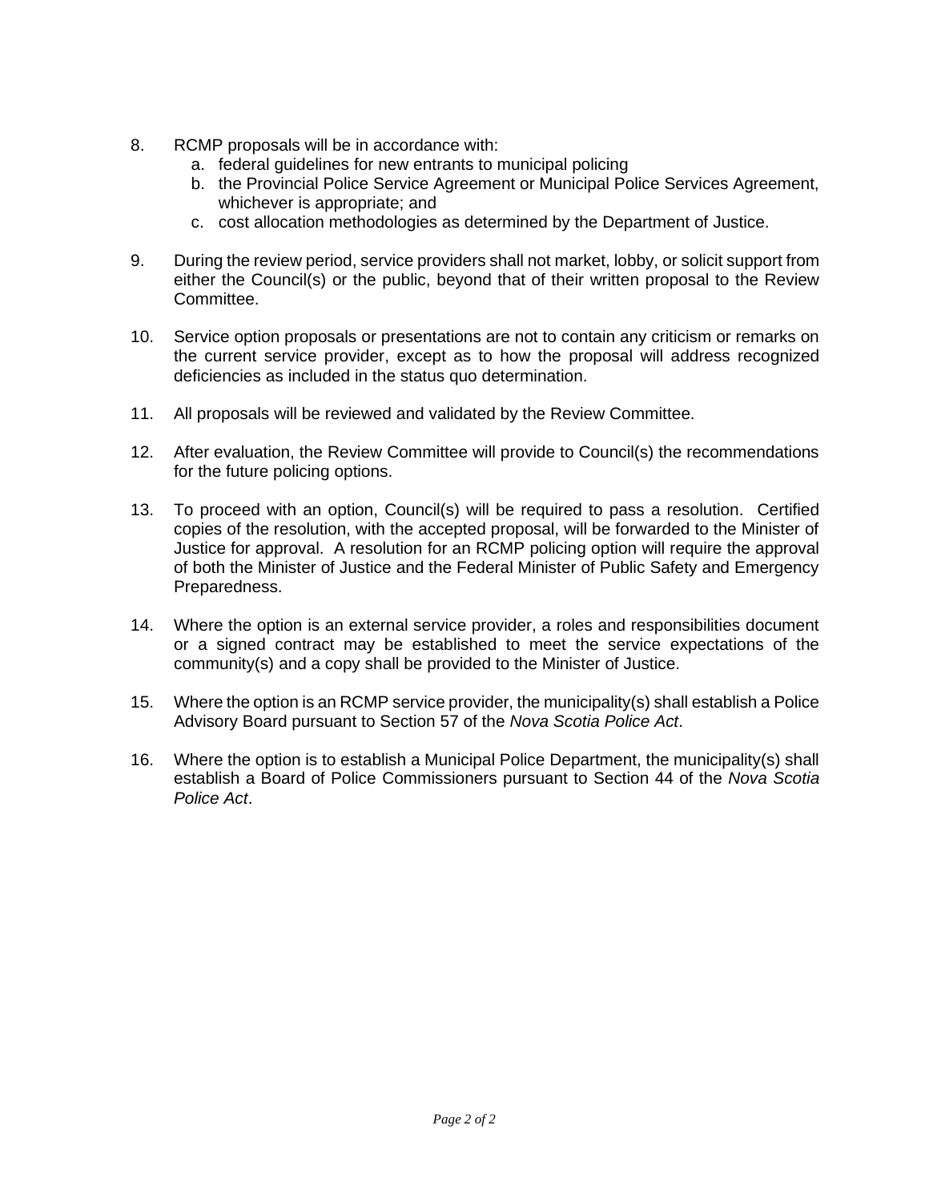8. RCMP proposals will be in accordance with:
    a. federal guidelines for new entrants to municipal policing
    b. the Provincial Police Service Agreement or Municipal Police Services Agreement, whichever is appropriate; and
    c. cost allocation methodologies as determined by the Department of Justice.

9. During the review period, service providers shall not market, lobby, or solicit support from either the Council(s) or the public, beyond that of their written proposal to the Review Committee.

10. Service option proposals or presentations are not to contain any criticism or remarks on the current service provider, except as to how the proposal will address recognized deficiencies as included in the status quo determination.

11. All proposals will be reviewed and validated by the Review Committee.

12. After evaluation, the Review Committee will provide to Council(s) the recommendations for the future policing options.

13. To proceed with an option, Council(s) will be required to pass a resolution. Certified copies of the resolution, with the accepted proposal, will be forwarded to the Minister of Justice for approval. A resolution for an RCMP policing option will require the approval of both the Minister of Justice and the Federal Minister of Public Safety and Emergency Preparedness.

14. Where the option is an external service provider, a roles and responsibilities document or a signed contract may be established to meet the service expectations of the community(s) and a copy shall be provided to the Minister of Justice.

15. Where the option is an RCMP service provider, the municipality(s) shall establish a Police Advisory Board pursuant to Section 57 of the *Nova Scotia Police Act*.

16. Where the option is to establish a Municipal Police Department, the municipality(s) shall establish a Board of Police Commissioners pursuant to Section 44 of the *Nova Scotia Police Act*.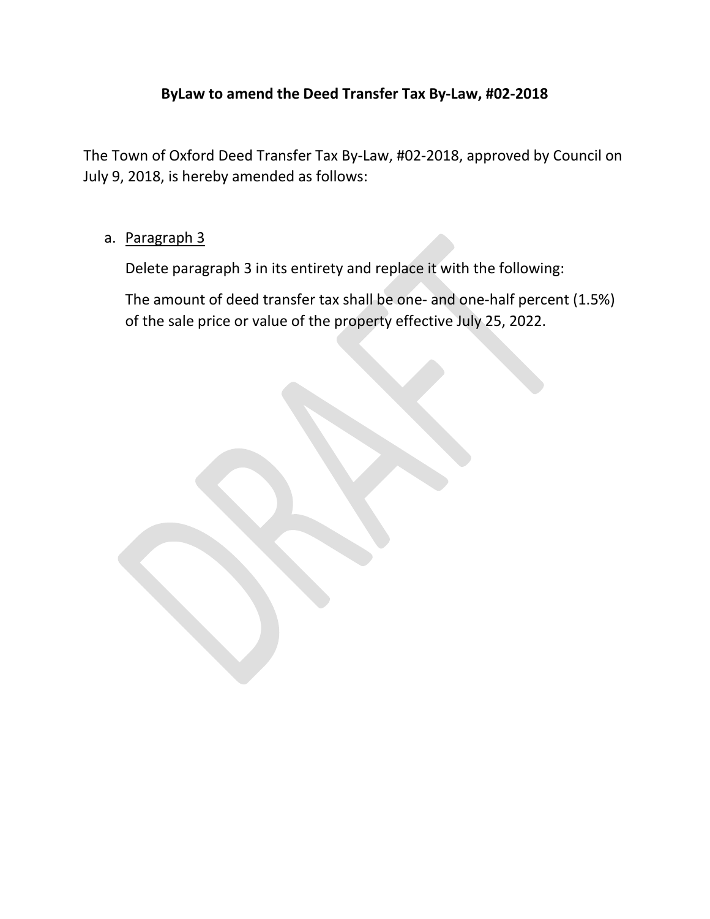**ByLaw to amend the Deed Transfer Tax By-Law, #02-2018**

The Town of Oxford Deed Transfer Tax By-Law, #02-2018, approved by Council on July 9, 2018, is hereby amended as follows:

a. Paragraph 3

   Delete paragraph 3 in its entirety and replace it with the following:

   The amount of deed transfer tax shall be one- and one-half percent (1.5%) of the sale price or value of the property effective July 25, 2022.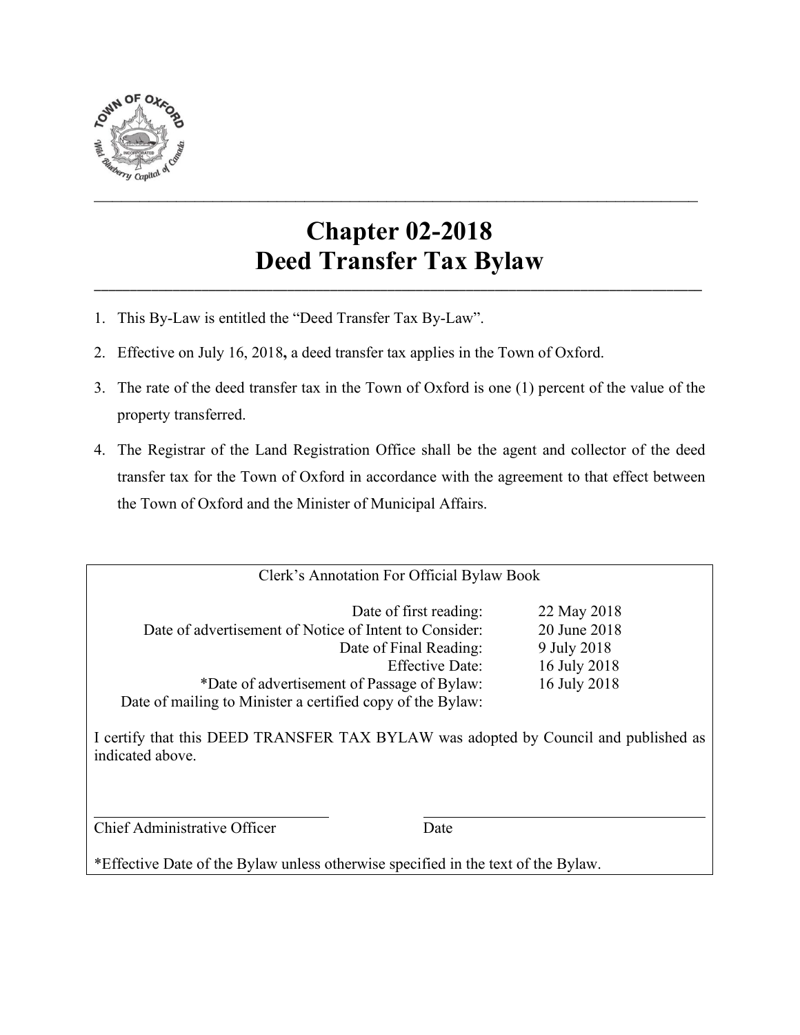# Chapter 02-2018
# Deed Transfer Tax Bylaw

1. This By-Law is entitled the "Deed Transfer Tax By-Law".
2. Effective on July 16, 2018**,** a deed transfer tax applies in the Town of Oxford.
3. The rate of the deed transfer tax in the Town of Oxford is one (1) percent of the value of the property transferred.
4. The Registrar of the Land Registration Office shall be the agent and collector of the deed transfer tax for the Town of Oxford in accordance with the agreement to that effect between the Town of Oxford and the Minister of Municipal Affairs.

Clerk's Annotation For Official Bylaw Book

| | |
|---|---|
| Date of first reading: | 22 May 2018 |
| Date of advertisement of Notice of Intent to Consider: | 20 June 2018 |
| Date of Final Reading: | 9 July 2018 |
| Effective Date: | 16 July 2018 |
| *Date of advertisement of Passage of Bylaw: | 16 July 2018 |
| Date of mailing to Minister a certified copy of the Bylaw: | |

I certify that this DEED TRANSFER TAX BYLAW was adopted by Council and published as indicated above.

Chief Administrative Officer

Date

*Effective Date of the Bylaw unless otherwise specified in the text of the Bylaw.